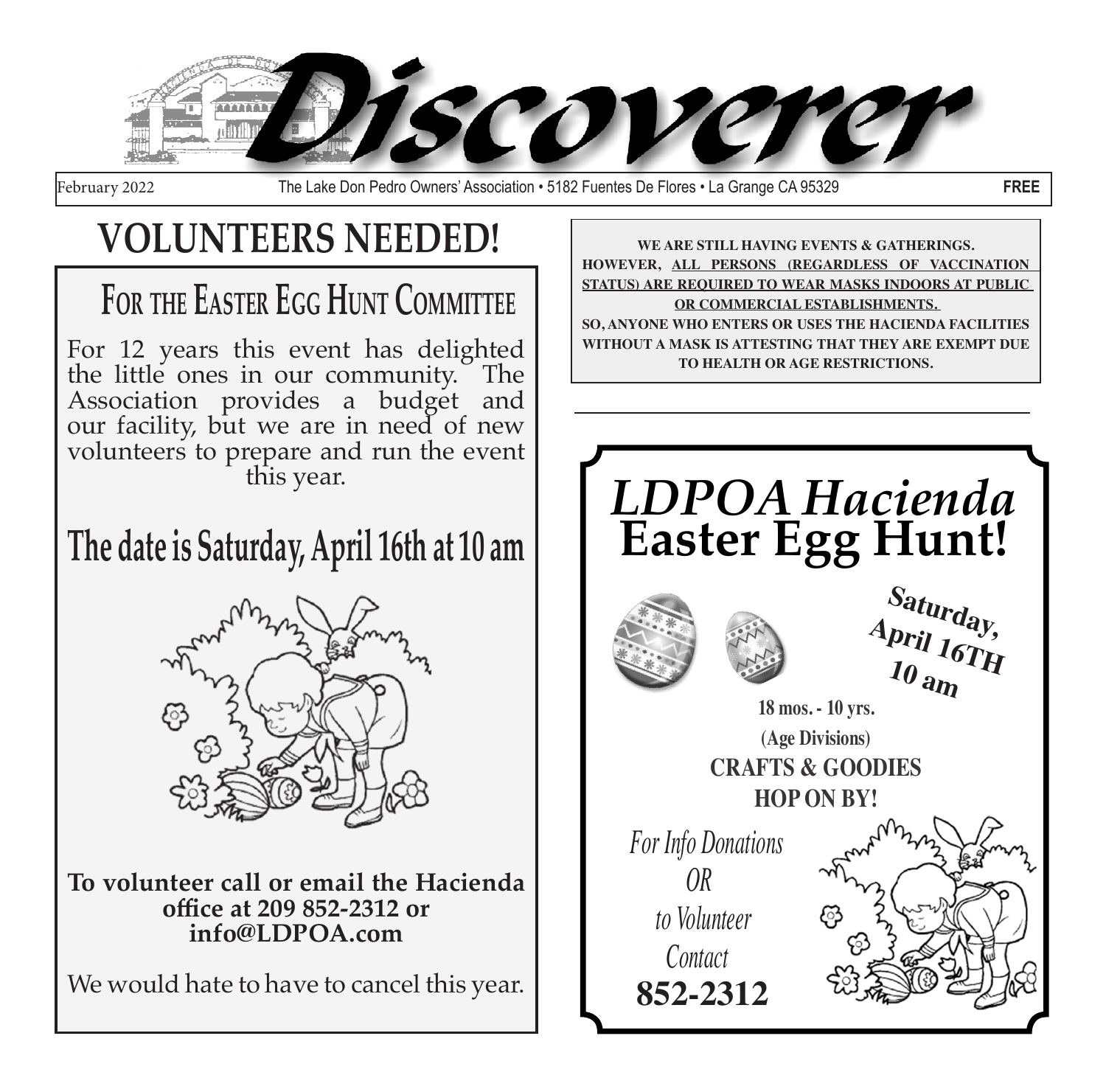# Discoverer

February 2022 The Lake Don Pedro Owners' Association • 5182 Fuentes De Flores • La Grange CA 95329 **FREE**

## VOLUNTEERS NEEDED!

### For the Easter Egg Hunt Committee

For 12 years this event has delighted the little ones in our community. The Association provides a budget and our facility, but we are in need of new volunteers to prepare and run the event this year.

### The date is Saturday, April 16th at 10 am

**To volunteer call or email the Hacienda office at 209 852-2312 or info@LDPOA.com**

We would hate to have to cancel this year.

---

**WE ARE STILL HAVING EVENTS & GATHERINGS. HOWEVER, ALL PERSONS (REGARDLESS OF VACCINATION STATUS) ARE REQUIRED TO WEAR MASKS INDOORS AT PUBLIC OR COMMERCIAL ESTABLISHMENTS.**

**SO, ANYONE WHO ENTERS OR USES THE HACIENDA FACILITIES WITHOUT A MASK IS ATTESTING THAT THEY ARE EXEMPT DUE TO HEALTH OR AGE RESTRICTIONS.**

---

## *LDPOA Hacienda* Easter Egg Hunt!

**Saturday, April 16TH 10 am**

**18 mos. - 10 yrs.**

**(Age Divisions)**

**CRAFTS & GOODIES**

**HOP ON BY!**

*For Info Donations OR to Volunteer Contact*

**852-2312**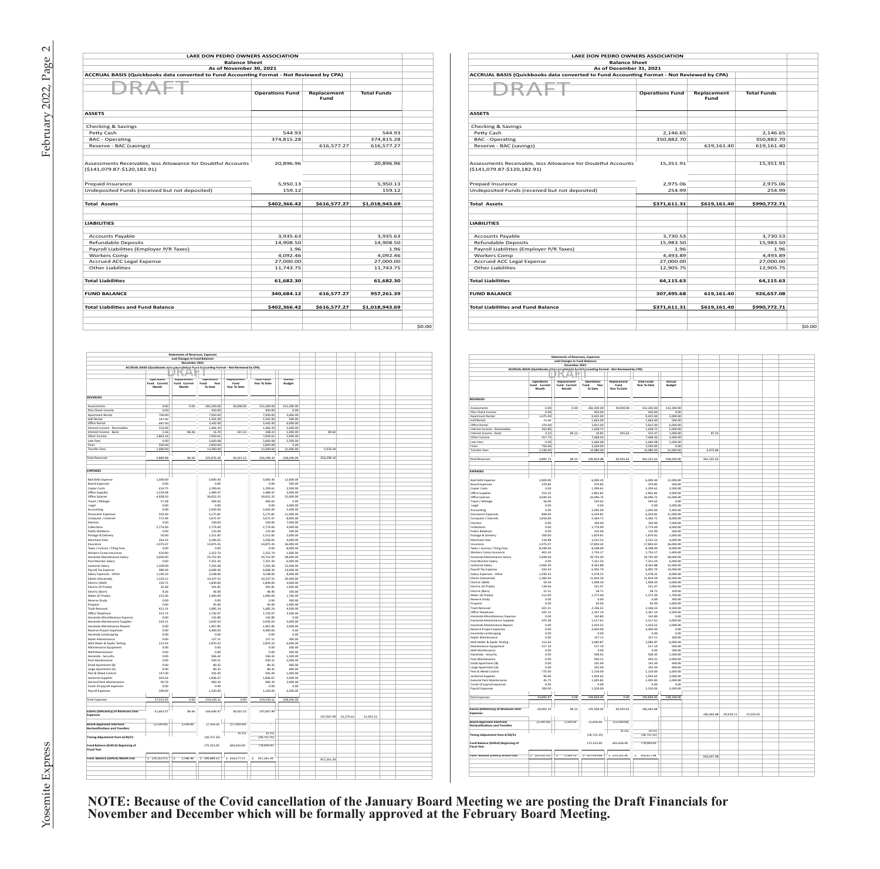**LAKE DON PEDRO OWNERS ASSOCIATION**
**Balance Sheet**
**As of November 30, 2021**
**ACCRUAL BASIS (Quickbooks data converted to Fund Accounting Format - Not Reviewed by CPA)**

DRAFT

| | Operations Fund | Replacement Fund | Total Funds | |
|---|---|---|---|---|
| **ASSETS** | | | | |
| Checking & Savings | | | | |
| Petty Cash | 544.93 | | 544.93 | |
| BAC - Operating | 374,815.28 | | 374,815.28 | |
| Reserve - BAC (savings) | | 616,577.27 | 616,577.27 | |
| Assessments Receivable, less Allowance for Doubtful Accounts ($141,079.87-$120,182.91) | 20,896.96 | | 20,896.96 | |
| Prepaid Insurance | 5,950.13 | | 5,950.13 | |
| Undeposited Funds (received but not deposited) | 159.12 | | 159.12 | |
| **Total Assets** | **$402,366.42** | **$616,577.27** | **$1,018,943.69** | |
| **LIABILITIES** | | | | |
| Accounts Payable | 3,935.63 | | 3,935.63 | |
| Refundable Deposits | 14,908.50 | | 14,908.50 | |
| Payroll Liabilities (Employer P/R Taxes) | 1.96 | | 1.96 | |
| Workers Comp | 4,092.46 | | 4,092.46 | |
| Accrued ACC Legal Expense | 27,000.00 | | 27,000.00 | |
| Other Liabilities | 11,743.75 | | 11,743.75 | |
| **Total Liabilities** | **61,682.30** | | **61,682.30** | |
| **FUND BALANCE** | **340,684.12** | **616,577.27** | **957,261.39** | |
| **Total Liabilities and Fund Balance** | **$402,366.42** | **$616,577.27** | **$1,018,943.69** | |
| | | | | $0.00 |

**LAKE DON PEDRO OWNERS ASSOCIATION**
**Balance Sheet**
**As of December 31, 2021**
**ACCRUAL BASIS (Quickbooks data converted to Fund Accounting Format - Not Reviewed by CPA)**

DRAFT

| | Operations Fund | Replacement Fund | Total Funds | |
|---|---|---|---|---|
| **ASSETS** | | | | |
| Checking & Savings | | | | |
| Petty Cash | 2,146.65 | | 2,146.65 | |
| BAC - Operating | 350,882.70 | | 350,882.70 | |
| Reserve - BAC (savings) | | 619,161.40 | 619,161.40 | |
| Assessments Receivable, less Allowance for Doubtful Accounts ($141,079.87-$120,182.91) | 15,351.91 | | 15,351.91 | |
| Prepaid Insurance | 2,975.06 | | 2,975.06 | |
| Undeposited Funds (received but not deposited) | 254.99 | | 254.99 | |
| **Total Assets** | **$371,611.31** | **$619,161.40** | **$990,772.71** | |
| **LIABILITIES** | | | | |
| Accounts Payable | 3,730.53 | | 3,730.53 | |
| Refundable Deposits | 15,983.50 | | 15,983.50 | |
| Payroll Liabilities (Employer P/R Taxes) | 1.96 | | 1.96 | |
| Workers Comp | 4,493.89 | | 4,493.89 | |
| Accrued ACC Legal Expense | 27,000.00 | | 27,000.00 | |
| Other Liabilities | 12,905.75 | | 12,905.75 | |
| **Total Liabilities** | **64,115.63** | | **64,115.63** | |
| **FUND BALANCE** | **307,495.68** | **619,161.40** | **926,657.08** | |
| **Total Liabilities and Fund Balance** | **$371,611.31** | **$619,161.40** | **$990,772.71** | |
| | | | | $0.00 |

**Statements of Revenues, Expenses and Changes in Fund Balances**
**November 2021**
**ACCRUAL BASIS (Quickbooks data converted to Fund Accounting Format - Not Reviewed by CPA)**

DRAFT

| | Operations Fund Current Month | Replacement Fund Current Month | Operations Fund Year To Date | Replacement Fund Year To Date | Total Funds Year To Date | Annual Budget | | | |
|---|---|---|---|---|---|---|---|---|---|
| **REVENUES** | | | | | | | | | |
| Assessments | 0.00 | 0.00 | 282,200.00 | 30,000.00 | 312,200.00 | 312,200.00 | | | |
| Plan Check Income | 0.00 | | 450.00 | | 450.00 | 0.00 | | | |
| Apartment Rental | 700.00 | | 7,950.00 | | 7,950.00 | 5,000.00 | | | |
| Hall Rental | 147.00 | | 1,591.00 | | 1,591.00 | 500.00 | | | |
| Office Rental | 687.00 | | 3,442.00 | | 3,442.00 | 6,000.00 | | | |
| Interest Income - Receivables | 310.46 | | 1,366.19 | | 1,366.19 | 5,000.00 | | | |
| Interest Income - Bank | 3.36 | 86.46 | 16.70 | 421.52 | 438.22 | 1,000.00 | 89.82 | | |
| Other Income | 1,862.16 | | 7,050.61 | | 7,050.61 | 2,000.00 | | | |
| Late Fees | 0.00 | | 5,660.08 | | 5,660.08 | 5,500.00 | | | |
| Fines | 500.00 | | 2,850.00 | | 2,850.00 | 0.00 | | | |
| Transfer Fees | 1,680.00 | | 13,300.00 | | 13,300.00 | 21,000.00 | 5,976.44 | | |
| Total Revenues | 5,889.98 | 86.46 | 325,876.58 | 30,421.52 | 356,298.10 | 358,200.00 | 356,298.10 | | |
| **EXPENSES** | | | | | | | | | |
| Bad Debt Expense | 1,000.00 | | 5,000.00 | | 5,000.00 | 12,000.00 | | | |
| Board Expenses | 0.00 | | 0.00 | | 0.00 | 500.00 | | | |
| Copier Costs | 414.75 | | 1,299.61 | | 1,299.61 | 2,500.00 | | | |
| Office Supplies | 1,229.08 | | 2,489.47 | | 2,489.47 | 3,000.00 | | | |
| Office Salaries | 4,928.50 | | 30,052.25 | | 30,052.25 | 55,000.00 | | | |
| Travel / Mileage | 57.38 | | 494.62 | | 494.62 | 0.00 | | | |
| Legal | 0.00 | | 0.00 | | 0.00 | 3,000.00 | | | |
| Accounting | 0.00 | | 2,045.00 | | 2,045.00 | 5,400.00 | | | |
| Discoverer Expenses | 502.00 | | 5,175.81 | | 5,175.81 | 11,000.00 | | | |
| Computer / Internet | 572.94 | | 3,671.97 | | 3,671.97 | 8,000.00 | | | |
| Election | 0.00 | | 100.00 | | 100.00 | 7,000.00 | | | |
| Collections | 2,774.00 | | 2,774.00 | | 2,774.00 | 4,000.00 | | | |
| Public Relations | 0.00 | | 125.00 | | 125.00 | 500.00 | | | |
| Postage & Delivery | 50.00 | | 1,511.82 | | 1,511.82 | 2,000.00 | | | |
| Merchant Fees | 264.32 | | 3,296.65 | | 3,296.65 | 4,000.00 | | | |
| Insurance | 2,975.07 | | 14,875.35 | | 14,875.35 | 36,000.00 | | | |
| Taxes / License / Filing Fees | 0.00 | | 0.00 | | 0.00 | 8,000.00 | | | |
| Workers Comp Insurance | 420.80 | | 2,352.74 | | 2,352.74 | 1,600.00 | | | |
| Hacienda Maintenance Salary | 5,600.00 | | 24,752.00 | | 24,752.00 | 58,000.00 | | | |
| Pool Monitor Salary | 0.00 | | 7,351.50 | | 7,351.50 | 6,000.00 | | | |
| Janitorial Salary | 1,209.00 | | 7,293.38 | | 7,293.38 | 15,000.00 | | | |
| Payroll Tax Expense | 989.46 | | 6,068.36 | | 6,068.36 | 14,000.00 | | | |
| Salary Expenses - Other | 1,196.50 | | 3,548.00 | | 3,548.00 | 8,000.00 | | | |
| Electric (Hacienda) | 1,120.12 | | 10,337.55 | | 10,337.55 | 20,500.00 | | | |
| Electric (Well) | 120.71 | | 1,849.00 | | 1,849.00 | 4,000.00 | | | |
| Electric (El Prado) | 32.96 | | 391.81 | | 391.81 | 1,000.00 | | | |
| Electric (Barn) | 8.36 | | 46.40 | | 46.40 | 100.00 | | | |
| Water (El Prado) | 212.00 | | 1,060.00 | | 1,060.00 | 1,700.00 | | | |
| Reserve Study | 0.00 | | 0.00 | | 0.00 | 300.00 | | | |
| Propane | 0.00 | | 95.00 | | 95.00 | 1,000.00 | | | |
| Trash Removal | 421.31 | | 1,685.24 | | 1,685.24 | 4,500.00 | | | |
| Office Telephone | 313.74 | | 1,742.07 | | 1,742.07 | 3,500.00 | | | |
| Hacienda Miscellaneous Expense | 0.00 | | 142.80 | | 142.80 | 0.00 | | | |
| Hacienda Maintenance Supplies | 224.21 | | 2,042.03 | | 2,042.03 | 5,000.00 | | | |
| Hacienda Maintenance Repairs | 0.00 | | 1,967.85 | | 1,967.85 | 2,000.00 | | | |
| Reserve Project Expenses | 0.00 | | 4,400.00 | | 4,400.00 | 0.00 | | | |
| Hacienda Landscaping | 0.00 | | 0.00 | | 0.00 | 0.00 | | | |
| Septic Maintenance | 0.00 | | 157.11 | | 157.11 | 300.00 | | | |
| Well Water & Septic Testing | 213.44 | | 2,870.22 | | 2,870.22 | 6,000.00 | | | |
| Maintenance Equipment | 0.00 | | 0.00 | | 0.00 | 0.00 | | | |
| Well Maintenance | 0.00 | | 0.00 | | 0.00 | 500.00 | | | |
| Hacienda - Security | 0.00 | | 506.42 | | 506.42 | 1,500.00 | | | |
| Pool Maintenance | 0.00 | | 930.31 | | 930.31 | 2,000.00 | | | |
| Small Apartment (B) | 0.00 | | 80.35 | | 80.35 | 400.00 | | | |
| Large Apartment (A) | 0.00 | | 80.35 | | 80.35 | 400.00 | | | |
| Pest & Weed Control | 147.00 | | 441.00 | | 441.00 | 1,000.00 | | | |
| Janitorial Supplies | 262.64 | | 1,846.67 | | 1,846.67 | 2,000.00 | | | |
| General Park Maintenance | 90.76 | | 960.10 | | 960.10 | 2,000.00 | | | |
| Covid-19 payroll expenses | 0.00 | | 0.00 | | 0.00 | 0.00 | | | |
| Payroll Expenses | 200.00 | | 1,320.00 | | 1,320.00 | 3,500.00 | | | |
| Total Expenses | 27,552.05 | 0.00 | 159,230.11 | 0.00 | 159,230.11 | 328,200.00 | | | |
| **Excess (Deficiency) of Revenues Over Expenses** | -21,662.07 | 86.46 | 166,646.47 | 30,421.52 | 197,067.99 | | 197,067.99 | -21,575.61 | 12,921.52 |
| **Board-Approved Interfund Reclassifications and Transfers** | (2,500.00) | 2,500.00 | 17,500.00 | (17,500.00) | - | | | | |
| **Timing Adjustment from 6/30/21** | | | (18,715.35) | (0.25) | (18,715.60) | | | | |
| **Fund Balance (Deficit) Beginning of Fiscal Year** | | | 175,253.00 | 603,656.00 | 778,909.00 | | | | |
| **Fund Balance (Deficit) Month End** | $ (24,162.07) | $ 2,586.46 | $ 340,684.12 | $ 616,577.27 | $ 957,261.39 | | 957,261.39 | | |

**Statements of Revenues, Expenses and Changes in Fund Balances**
**December 2021**
**ACCRUAL BASIS (Quickbooks data converted to Fund Accounting Format - Not Reviewed by CPA)**

DRAFT

| | Operations Fund Current Month | Replacement Fund Current Month | Operations Fund Year To Date | Replacement Fund Year To Date | Total Funds Year To Date | Annual Budget | | | |
|---|---|---|---|---|---|---|---|---|---|
| **REVENUES** | | | | | | | | | |
| Assessments | 0.00 | 0.00 | 282,200.00 | 30,000.00 | 312,200.00 | 312,200.00 | | | |
| Plan Check Income | 0.00 | | 450.00 | | 450.00 | 0.00 | | | |
| Apartment Rental | 1,475.00 | | 9,425.00 | | 9,425.00 | 5,000.00 | | | |
| Hall Rental | 72.00 | | 1,663.00 | | 1,663.00 | 500.00 | | | |
| Office Rental | 370.00 | | 3,812.00 | | 3,812.00 | 6,000.00 | | | |
| Interest Income - Receivables | 263.86 | | 1,638.72 | | 1,638.72 | 5,000.00 | | | |
| Interest Income - Bank | 3.12 | 84.13 | 19.82 | 505.65 | 525.47 | 1,000.00 | 87.25 | | |
| Other Income | 417.75 | | 7,468.36 | | 7,468.36 | 2,000.00 | | | |
| Late Fees | 0.00 | | 5,660.08 | | 5,660.08 | 5,500.00 | | | |
| Fines | 750.00 | | 3,600.00 | | 3,600.00 | 0.00 | | | |
| Transfer Fees | 1,540.00 | | 14,840.00 | | 14,840.00 | 21,000.00 | 4,975.86 | | |
| Total Revenues | 4,891.73 | 84.13 | 330,816.98 | 30,505.65 | 361,322.63 | 358,200.00 | 361,322.63 | | |
| **EXPENSES** | | | | | | | | | |
| Bad Debt Expense | 1,000.00 | | 6,000.00 | | 6,000.00 | 12,000.00 | | | |
| Board Expenses | 379.85 | | 379.85 | | 379.85 | 500.00 | | | |
| Copier Costs | 0.00 | | 1,299.61 | | 1,299.61 | 2,500.00 | | | |
| Office Supplies | 313.35 | | 2,802.82 | | 2,802.82 | 3,000.00 | | | |
| Office Salaries | 4,044.50 | | 34,096.75 | | 34,096.75 | 55,000.00 | | | |
| Travel / Mileage | 56.00 | | 550.62 | | 550.62 | 0.00 | | | |
| Legal | 0.00 | | 0.00 | | 0.00 | 3,000.00 | | | |
| Accounting | 0.00 | | 2,045.00 | | 2,045.00 | 5,400.00 | | | |
| Discoverer Expenses | 844.00 | | 6,019.81 | | 6,019.81 | 11,000.00 | | | |
| Computer / Internet | 1,692.74 | | 5,364.71 | | 5,364.71 | 8,000.00 | | | |
| Election | 0.00 | | 100.00 | | 100.00 | 7,000.00 | | | |
| Collections | 0.00 | | 2,774.00 | | 2,774.00 | 4,000.00 | | | |
| Public Relations | 0.00 | | 125.00 | | 125.00 | 500.00 | | | |
| Postage & Delivery | 368.00 | | 1,879.82 | | 1,879.82 | 2,000.00 | | | |
| Merchant Fees | 234.88 | | 3,531.53 | | 3,531.53 | 4,000.00 | | | |
| Insurance | 2,975.07 | | 17,850.42 | | 17,850.42 | 36,000.00 | | | |
| Taxes / License / Filing Fees | 8,598.00 | | 8,598.00 | | 8,598.00 | 8,000.00 | | | |
| Workers Comp Insurance | 401.43 | | 2,754.17 | | 2,754.17 | 1,600.00 | | | |
| Hacienda Maintenance Salary | 5,040.00 | | 29,792.00 | | 29,792.00 | 58,000.00 | | | |
| Pool Monitor Salary | 0.00 | | 7,351.50 | | 7,351.50 | 6,000.00 | | | |
| Janitorial Salary | 1,069.50 | | 8,362.88 | | 8,362.88 | 15,000.00 | | | |
| Payroll Tax Expense | 924.43 | | 6,992.79 | | 6,992.79 | 14,000.00 | | | |
| Salary Expenses - Other | 1,930.25 | | 5,478.25 | | 5,478.25 | 8,000.00 | | | |
| Electric (Hacienda) | 1,482.04 | | 11,819.59 | | 11,819.59 | 20,500.00 | | | |
| Electric (Well) | 59.30 | | 1,908.30 | | 1,908.30 | 4,000.00 | | | |
| Electric (El Prado) | 139.66 | | 531.47 | | 531.47 | 1,000.00 | | | |
| Electric (Barn) | 12.31 | | 58.71 | | 58.71 | 100.00 | | | |
| Water (El Prado) | 212.00 | | 1,272.00 | | 1,272.00 | 1,700.00 | | | |
| Reserve Study | 0.00 | | 0.00 | | 0.00 | 300.00 | | | |
| Propane | 0.00 | | 95.00 | | 95.00 | 1,000.00 | | | |
| Trash Removal | 421.31 | | 2,106.55 | | 2,106.55 | 4,500.00 | | | |
| Office Telephone | 425.12 | | 2,167.19 | | 2,167.19 | 3,500.00 | | | |
| Hacienda Miscellaneous Expense | 0.00 | | 142.80 | | 142.80 | 0.00 | | | |
| Hacienda Maintenance Supplies | 475.58 | | 2,517.61 | | 2,517.61 | 5,000.00 | | | |
| Hacienda Maintenance Repairs | 456.70 | | 2,424.55 | | 2,424.55 | 2,000.00 | | | |
| Reserve Project Expenses | 0.00 | | 4,400.00 | | 4,400.00 | 0.00 | | | |
| Hacienda Landscaping | 0.00 | | 0.00 | | 0.00 | 0.00 | | | |
| Septic Maintenance | 0.00 | | 157.11 | | 157.11 | 300.00 | | | |
| Well Water & Septic Testing | 213.65 | | 3,083.87 | | 3,083.87 | 6,000.00 | | | |
| Maintenance Equipment | 517.19 | | 517.19 | | 517.19 | 0.00 | | | |
| Well Maintenance | 0.00 | | 0.00 | | 0.00 | 500.00 | | | |
| Hacienda - Security | 0.00 | | 506.42 | | 506.42 | 1,500.00 | | | |
| Pool Maintenance | 0.00 | | 930.31 | | 930.31 | 2,000.00 | | | |
| Small Apartment (B) | 112.14 | | 192.49 | | 192.49 | 400.00 | | | |
| Large Apartment (A) | 112.14 | | 192.49 | | 192.49 | 400.00 | | | |
| Pest & Weed Control | 775.00 | | 1,216.00 | | 1,216.00 | 1,000.00 | | | |
| Janitorial Supplies | 96.96 | | 1,943.63 | | 1,943.63 | 2,000.00 | | | |
| General Park Maintenance | 45.75 | | 1,005.85 | | 1,005.85 | 2,000.00 | | | |
| Covid-19 payroll expenses | 0.00 | | 0.00 | | 0.00 | 0.00 | | | |
| Payroll Expenses | 200.00 | | 1,520.00 | | 1,520.00 | 3,500.00 | | | |
| Total Expenses | 34,893.97 | 0.00 | 194,858.95 | 0.00 | 194,858.95 | 328,200.00 | | | |
| **Excess (Deficiency) of Revenues Over Expenses** | -30,002.24 | 84.13 | 135,958.03 | 30,505.65 | 166,463.68 | | 166,463.68 | -29,918.11 | 15,505.65 |
| **Board-Approved Interfund Reclassifications and Transfers** | (2,500.00) | 2,500.00 | 15,000.00 | (15,000.00) | - | | | | |
| **Timing Adjustment from 6/30/21** | | | (18,715.35) | (0.25) | (18,715.60) | | | | |
| **Fund Balance (Deficit) Beginning of Fiscal Year** | | | 175,253.00 | 603,656.00 | 778,909.00 | | | | |
| **Fund Balance (Deficit) Month End** | $ (32,502.24) | $ 2,584.13 | $ 307,495.68 | $ 619,161.40 | $ 926,657.08 | | 926,657.08 | | |

**NOTE: Because of the Covid cancellation of the January Board Meeting we are posting the Draft Financials for November and December which will be formally approved at the February Board Meeting.**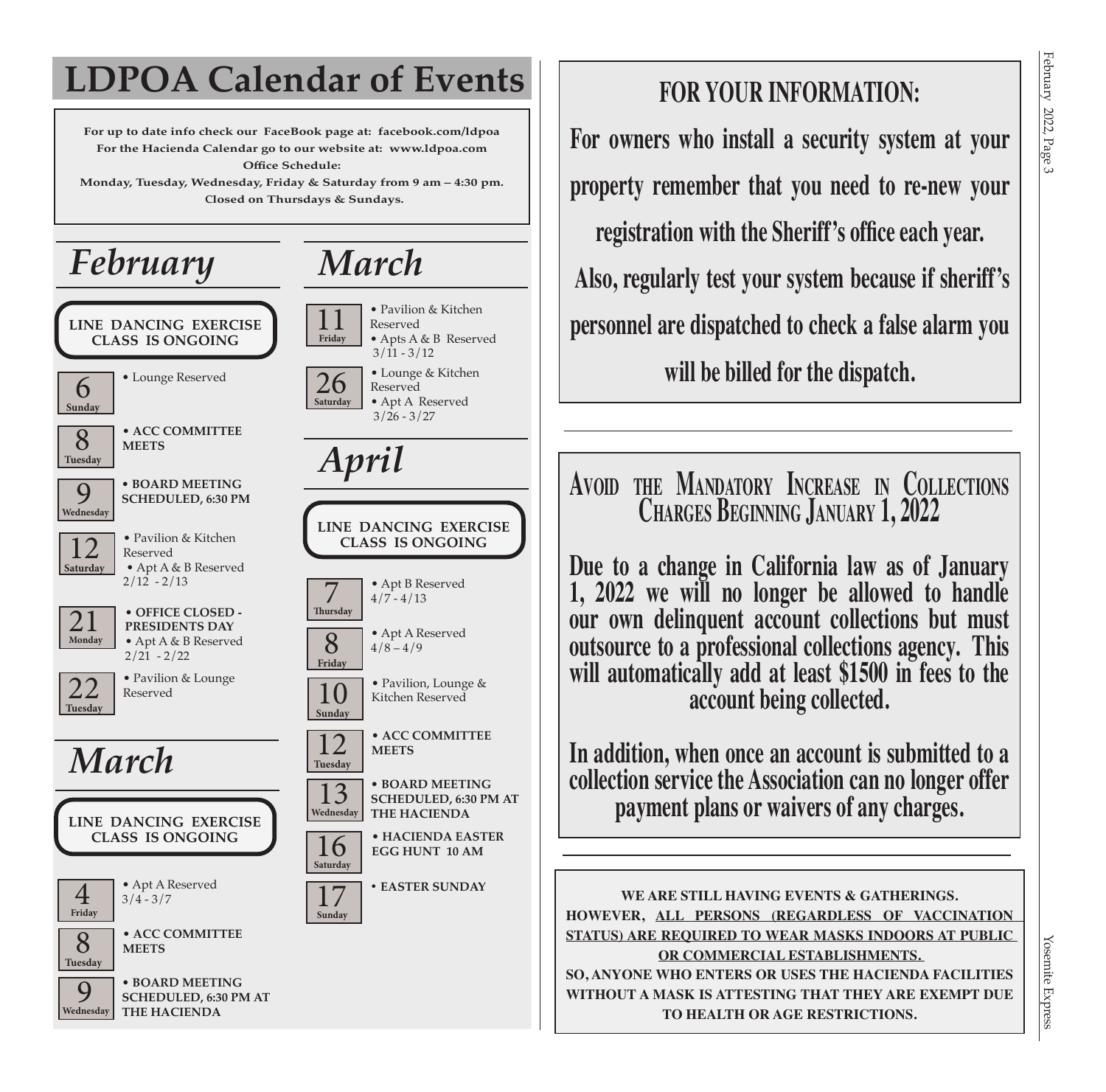# LDPOA Calendar of Events

**For up to date info check our FaceBook page at: facebook.com/ldpoa**
**For the Hacienda Calendar go to our website at: www.ldpoa.com**
**Office Schedule:**
**Monday, Tuesday, Wednesday, Friday & Saturday from 9 am – 4:30 pm.**
**Closed on Thursdays & Sundays.**

## *February*

**LINE DANCING EXERCISE CLASS IS ONGOING**

**6 Sunday**
- Lounge Reserved

**8 Tuesday**
- **ACC COMMITTEE MEETS**

**9 Wednesday**
- **BOARD MEETING SCHEDULED, 6:30 PM**

**12 Saturday**
- Pavilion & Kitchen Reserved
- Apt A & B Reserved 2/12 - 2/13

**21 Monday**
- **OFFICE CLOSED - PRESIDENTS DAY**
- Apt A & B Reserved 2/21 - 2/22

**22 Tuesday**
- Pavilion & Lounge Reserved

## *March*

**LINE DANCING EXERCISE CLASS IS ONGOING**

**4 Friday**
- Apt A Reserved 3/4 - 3/7

**8 Tuesday**
- **ACC COMMITTEE MEETS**

**9 Wednesday**
- **BOARD MEETING SCHEDULED, 6:30 PM AT THE HACIENDA**

**11 Friday**
- Pavilion & Kitchen Reserved
- Apts A & B Reserved 3/11 - 3/12

**26 Saturday**
- Lounge & Kitchen Reserved
- Apt A Reserved 3/26 - 3/27

## *April*

**LINE DANCING EXERCISE CLASS IS ONGOING**

**7 Thursday**
- Apt B Reserved 4/7 - 4/13

**8 Friday**
- Apt A Reserved 4/8 – 4/9

**10 Sunday**
- Pavilion, Lounge & Kitchen Reserved

**12 Tuesday**
- **ACC COMMITTEE MEETS**

**13 Wednesday**
- **BOARD MEETING SCHEDULED, 6:30 PM AT THE HACIENDA**

**16 Saturday**
- **HACIENDA EASTER EGG HUNT 10 AM**

**17 Sunday**
- **EASTER SUNDAY**

---

## FOR YOUR INFORMATION:

**For owners who install a security system at your property remember that you need to re-new your registration with the Sheriff's office each year. Also, regularly test your system because if sheriff's personnel are dispatched to check a false alarm you will be billed for the dispatch.**

---

## Avoid the Mandatory Increase in Collections Charges Beginning January 1, 2022

**Due to a change in California law as of January 1, 2022 we will no longer be allowed to handle our own delinquent account collections but must outsource to a professional collections agency. This will automatically add at least $1500 in fees to the account being collected.**

**In addition, when once an account is submitted to a collection service the Association can no longer offer payment plans or waivers of any charges.**

---

**WE ARE STILL HAVING EVENTS & GATHERINGS. HOWEVER, <u>ALL PERSONS (REGARDLESS OF VACCINATION STATUS) ARE REQUIRED TO WEAR MASKS INDOORS AT PUBLIC OR COMMERCIAL ESTABLISHMENTS.</u> SO, ANYONE WHO ENTERS OR USES THE HACIENDA FACILITIES WITHOUT A MASK IS ATTESTING THAT THEY ARE EXEMPT DUE TO HEALTH OR AGE RESTRICTIONS.**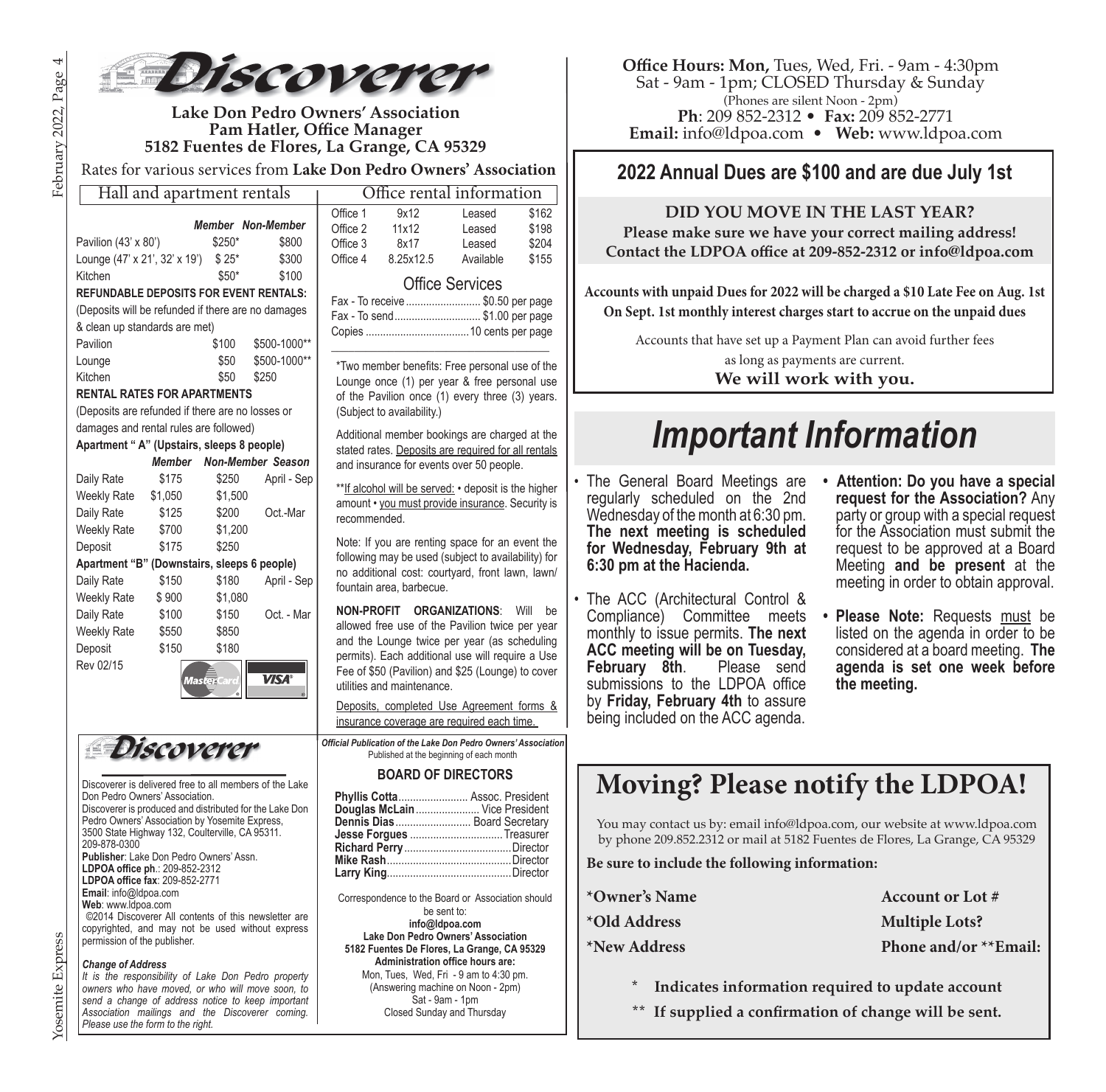# Discoverer

**Lake Don Pedro Owners' Association**
**Pam Hatler, Office Manager**
**5182 Fuentes de Flores, La Grange, CA 95329**

Rates for various services from **Lake Don Pedro Owners' Association**

## Hall and apartment rentals

| | Member | Non-Member |
|---|---|---|
| Pavilion (43' x 80') | $250* | $800 |
| Lounge (47' x 21', 32' x 19') | $ 25* | $300 |
| Kitchen | $50* | $100 |

**REFUNDABLE DEPOSITS FOR EVENT RENTALS:**
(Deposits will be refunded if there are no damages & clean up standards are met)

| | | |
|---|---|---|
| Pavilion | $100 | $500-1000** |
| Lounge | $50 | $500-1000** |
| Kitchen | $50 | $250 |

**RENTAL RATES FOR APARTMENTS**
(Deposits are refunded if there are no losses or damages and rental rules are followed)

**Apartment " A" (Upstairs, sleeps 8 people)**

| | Member | Non-Member | Season |
|---|---|---|---|
| Daily Rate | $175 | $250 | April - Sep |
| Weekly Rate | $1,050 | $1,500 | |
| Daily Rate | $125 | $200 | Oct.-Mar |
| Weekly Rate | $700 | $1,200 | |
| Deposit | $175 | $250 | |

**Apartment "B" (Downstairs, sleeps 6 people)**

| | | | |
|---|---|---|---|
| Daily Rate | $150 | $180 | April - Sep |
| Weekly Rate | $ 900 | $1,080 | |
| Daily Rate | $100 | $150 | Oct. - Mar |
| Weekly Rate | $550 | $850 | |
| Deposit | $150 | $180 | |

Rev 02/15

## Office rental information

| | | | |
|---|---|---|---|
| Office 1 | 9x12 | Leased | $162 |
| Office 2 | 11x12 | Leased | $198 |
| Office 3 | 8x17 | Leased | $204 |
| Office 4 | 8.25x12.5 | Available | $155 |

### Office Services

Fax - To receive .......................... $0.50 per page
Fax - To send .............................. $1.00 per page
Copies .................................... 10 cents per page

*Two member benefits: Free personal use of the Lounge once (1) per year & free personal use of the Pavilion once (1) every three (3) years. (Subject to availability.)

Additional member bookings are charged at the stated rates. Deposits are required for all rentals and insurance for events over 50 people.

**If alcohol will be served: • deposit is the higher amount • you must provide insurance. Security is recommended.

Note: If you are renting space for an event the following may be used (subject to availability) for no additional cost: courtyard, front lawn, lawn/fountain area, barbecue.

**NON-PROFIT ORGANIZATIONS**: Will be allowed free use of the Pavilion twice per year and the Lounge twice per year (as scheduling permits). Each additional use will require a Use Fee of $50 (Pavilion) and $25 (Lounge) to cover utilities and maintenance.

Deposits, completed Use Agreement forms & insurance coverage are required each time.

# Discoverer

Discoverer is delivered free to all members of the Lake Don Pedro Owners' Association.
Discoverer is produced and distributed for the Lake Don Pedro Owners' Association by Yosemite Express, 3500 State Highway 132, Coulterville, CA 95311. 209-878-0300
**Publisher**: Lake Don Pedro Owners' Assn.
**LDPOA office ph**.: 209-852-2312
**LDPOA office fax**: 209-852-2771
**Email**: info@ldpoa.com
**Web**: www.ldpoa.com
©2014 Discoverer All contents of this newsletter are copyrighted, and may not be used without express permission of the publisher.

***Change of Address***
*It is the responsibility of Lake Don Pedro property owners who have moved, or who will move soon, to send a change of address notice to keep important Association mailings and the Discoverer coming. Please use the form to the right.*

***Official Publication of the Lake Don Pedro Owners' Association***
Published at the beginning of each month

### BOARD OF DIRECTORS

**Phyllis Cotta** ........................ Assoc. President
**Douglas McLain** ...................... Vice President
**Dennis Dias** .......................... Board Secretary
**Jesse Forgues** ............................... Treasurer
**Richard Perry** ..................................... Director
**Mike Rash** ........................................... Director
**Larry King** ........................................... Director

Correspondence to the Board or Association should be sent to:
**info@ldpoa.com**
**Lake Don Pedro Owners' Association**
**5182 Fuentes De Flores, La Grange, CA 95329**
**Administration office hours are:**
Mon, Tues, Wed, Fri - 9 am to 4:30 pm.
(Answering machine on Noon - 2pm)
Sat - 9am - 1pm
Closed Sunday and Thursday

**Office Hours: Mon,** Tues, Wed, Fri. - 9am - 4:30pm
Sat - 9am - 1pm; CLOSED Thursday & Sunday
(Phones are silent Noon - 2pm)
**Ph**: 209 852-2312 • **Fax:** 209 852-2771
**Email:** info@ldpoa.com • **Web:** www.ldpoa.com

## 2022 Annual Dues are $100 and are due July 1st

**DID YOU MOVE IN THE LAST YEAR?**
**Please make sure we have your correct mailing address!**
**Contact the LDPOA office at 209-852-2312 or info@ldpoa.com**

**Accounts with unpaid Dues for 2022 will be charged a $10 Late Fee on Aug. 1st**
**On Sept. 1st monthly interest charges start to accrue on the unpaid dues**

Accounts that have set up a Payment Plan can avoid further fees as long as payments are current.
**We will work with you.**

# *Important Information*

- The General Board Meetings are regularly scheduled on the 2nd Wednesday of the month at 6:30 pm. **The next meeting is scheduled for Wednesday, February 9th at 6:30 pm at the Hacienda.**
- The ACC (Architectural Control & Compliance) Committee meets monthly to issue permits. **The next ACC meeting will be on Tuesday, February 8th**. Please send submissions to the LDPOA office by **Friday, February 4th** to assure being included on the ACC agenda.
- **Attention: Do you have a special request for the Association?** Any party or group with a special request for the Association must submit the request to be approved at a Board Meeting **and be present** at the meeting in order to obtain approval.
- **Please Note:** Requests must be listed on the agenda in order to be considered at a board meeting. **The agenda is set one week before the meeting.**

# Moving? Please notify the LDPOA!

You may contact us by: email info@ldpoa.com, our website at www.ldpoa.com by phone 209.852.2312 or mail at 5182 Fuentes de Flores, La Grange, CA 95329

**Be sure to include the following information:**

**\*Owner's Name** | **Account or Lot #**
**\*Old Address** | **Multiple Lots?**
**\*New Address** | **Phone and/or \*\*Email:**

\* **Indicates information required to update account**

\*\* **If supplied a confirmation of change will be sent.**